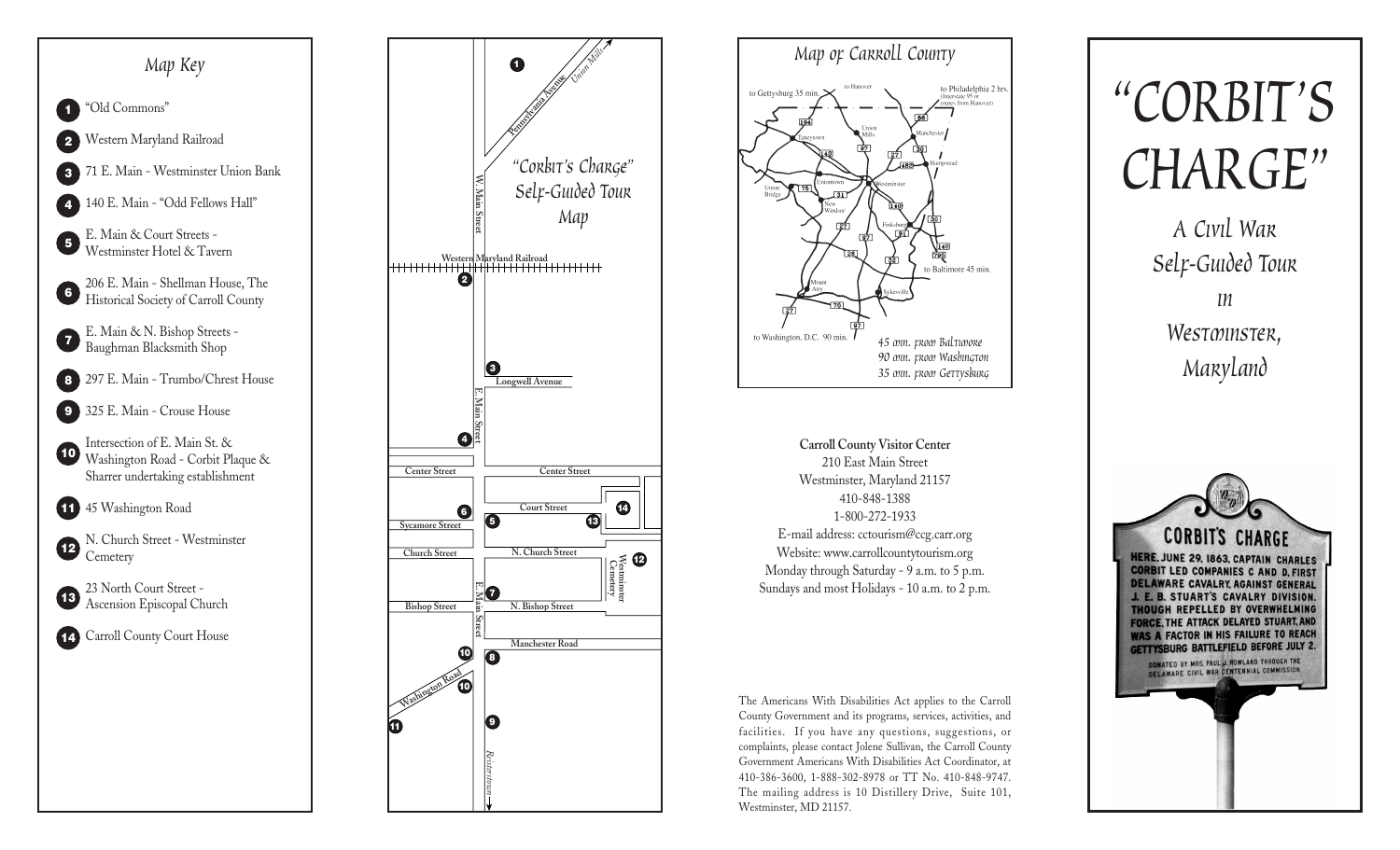## Map Key

1. "Old Commons"
2. Western Maryland Railroad
3. 71 E. Main - Westminster Union Bank
4. 140 E. Main - "Odd Fellows Hall"
5. E. Main & Court Streets - Westminster Hotel & Tavern
6. 206 E. Main - Shellman House, The Historical Society of Carroll County
7. E. Main & N. Bishop Streets - Baughman Blacksmith Shop
8. 297 E. Main - Trumbo/Chrest House
9. 325 E. Main - Crouse House
10. Intersection of E. Main St. & Washington Road - Corbit Plaque & Sharrer undertaking establishment
11. 45 Washington Road
12. N. Church Street - Westminster Cemetery
13. 23 North Court Street - Ascension Episcopal Church
14. Carroll County Court House

## "Corbit's Charge" Self-Guided Tour Map

Union Mills, Pennsylvania Avenue, W. Main Street, Western Maryland Railroad, Longwell Avenue, E. Main Street, Center Street, Court Street, Sycamore Street, Church Street, N. Church Street, Westminster Cemetery, Bishop Street, N. Bishop Street, Manchester Road, Washington Road, Reisterstown

## Map of Carroll County

to Gettysburg 35 min. — to Hanover — to Philadelphia 2 hrs. (Interstate 95 or routes from Hanover) — Union Mills — Manchester — Taneytown — Hampstead — Uniontown — Westminster — Union Bridge — New Windsor — Finksburg — to Baltimore 45 min. — Mount Airy — Sykesville — to Washington, D.C. 90 min.

*45 min. from Baltimore*
*90 min. from Washington*
*35 min. from Gettysburg*

**Carroll County Visitor Center**
210 East Main Street
Westminster, Maryland 21157
410-848-1388
1-800-272-1933
E-mail address: cctourism@ccg.carr.org
Website: www.carrollcountytourism.org
Monday through Saturday - 9 a.m. to 5 p.m.
Sundays and most Holidays - 10 a.m. to 2 p.m.

The Americans With Disabilities Act applies to the Carroll County Government and its programs, services, activities, and facilities. If you have any questions, suggestions, or complaints, please contact Jolene Sullivan, the Carroll County Government Americans With Disabilities Act Coordinator, at 410-386-3600, 1-888-302-8978 or TT No. 410-848-9747. The mailing address is 10 Distillery Drive, Suite 101, Westminster, MD 21157.

# "CORBIT'S CHARGE"

## A Civil War Self-Guided Tour in Westminster, Maryland

CORBIT'S CHARGE

HERE, JUNE 29, 1863, CAPTAIN CHARLES CORBIT LED COMPANIES C AND D, FIRST DELAWARE CAVALRY, AGAINST GENERAL J. E. B. STUART'S CAVALRY DIVISION. THOUGH REPELLED BY OVERWHELMING FORCE, THE ATTACK DELAYED STUART, AND WAS A FACTOR IN HIS FAILURE TO REACH GETTYSBURG BATTLEFIELD BEFORE JULY 2.

DONATED BY MRS. PAUL J. ROWLAND THROUGH THE DELAWARE CIVIL WAR CENTENNIAL COMMISSION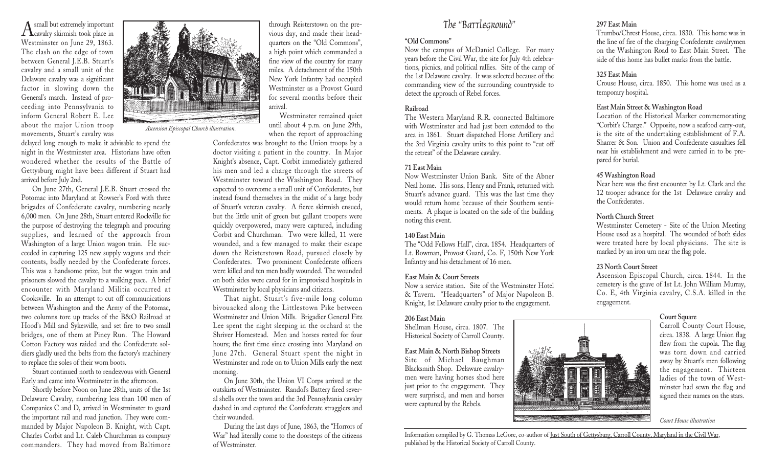A small but extremely important cavalry skirmish took place in Westminster on June 29, 1863. The clash on the edge of town between General J.E.B. Stuart's cavalry and a small unit of the Delaware cavalry was a significant factor in slowing down the General's march. Instead of proceeding into Pennsylvania to inform General Robert E. Lee about the major Union troop movements, Stuart's cavalry was delayed long enough to make it advisable to spend the night in the Westminster area. Historians have often wondered whether the results of the Battle of Gettysburg might have been different if Stuart had arrived before July 2nd.

*Ascension Episcopal Church illustration.*

On June 27th, General J.E.B. Stuart crossed the Potomac into Maryland at Rowser's Ford with three brigades of Confederate cavalry, numbering nearly 6,000 men. On June 28th, Stuart entered Rockville for the purpose of destroying the telegraph and procuring supplies, and learned of the approach from Washington of a large Union wagon train. He succeeded in capturing 125 new supply wagons and their contents, badly needed by the Confederate forces. This was a handsome prize, but the wagon train and prisoners slowed the cavalry to a walking pace. A brief encounter with Maryland Militia occurred at Cooksville. In an attempt to cut off communications between Washington and the Army of the Potomac, two columns tore up tracks of the B&O Railroad at Hood's Mill and Sykesville, and set fire to two small bridges, one of them at Piney Run. The Howard Cotton Factory was raided and the Confederate soldiers gladly used the belts from the factory's machinery to replace the soles of their worn boots.

Stuart continued north to rendezvous with General Early and came into Westminster in the afternoon.

Shortly before Noon on June 28th, units of the 1st Delaware Cavalry, numbering less than 100 men of Companies C and D, arrived in Westminster to guard the important rail and road junction. They were commanded by Major Napoleon B. Knight, with Capt. Charles Corbit and Lt. Caleb Churchman as company commanders. They had moved from Baltimore through Reisterstown on the previous day, and made their headquarters on the "Old Commons", a high point which commanded a fine view of the country for many miles. A detachment of the 150th New York Infantry had occupied Westminster as a Provost Guard for several months before their arrival.

Westminster remained quiet until about 4 p.m. on June 29th, when the report of approaching Confederates was brought to the Union troops by a doctor visiting a patient in the country. In Major Knight's absence, Capt. Corbit immediately gathered his men and led a charge through the streets of Westminster toward the Washington Road. They expected to overcome a small unit of Confederates, but instead found themselves in the midst of a large body of Stuart's veteran cavalry. A fierce skirmish ensued, but the little unit of green but gallant troopers were quickly overpowered, many were captured, including Corbit and Churchman. Two were killed, 11 were wounded, and a few managed to make their escape down the Reisterstown Road, pursued closely by Confederates. Two prominent Confederate officers were killed and ten men badly wounded. The wounded on both sides were cared for in improvised hospitals in Westminster by local physicians and citizens.

That night, Stuart's five-mile long column bivouacked along the Littlestown Pike between Westminster and Union Mills. Brigadier General Fitz Lee spent the night sleeping in the orchard at the Shriver Homestead. Men and horses rested for four hours; the first time since crossing into Maryland on June 27th. General Stuart spent the night in Westminster and rode on to Union Mills early the next morning.

On June 30th, the Union VI Corps arrived at the outskirts of Westminster. Randol's Battery fired several shells over the town and the 3rd Pennsylvania cavalry dashed in and captured the Confederate stragglers and their wounded.

During the last days of June, 1863, the "Horrors of War" had literally come to the doorsteps of the citizens of Westminster.

## The "Battleground"

**"Old Commons"**
Now the campus of McDaniel College. For many years before the Civil War, the site for July 4th celebrations, picnics, and political rallies. Site of the camp of the 1st Delaware cavalry. It was selected because of the commanding view of the surrounding countryside to detect the approach of Rebel forces.

**Railroad**
The Western Maryland R.R. connected Baltimore with Westminster and had just been extended to the area in 1861. Stuart dispatched Horse Artillery and the 3rd Virginia cavalry units to this point to "cut off the retreat" of the Delaware cavalry.

**71 East Main**
Now Westminster Union Bank. Site of the Abner Neal home. His sons, Henry and Frank, returned with Stuart's advance guard. This was the last time they would return home because of their Southern sentiments. A plaque is located on the side of the building noting this event.

**140 East Main**
The "Odd Fellows Hall", circa. 1854. Headquarters of Lt. Bowman, Provost Guard, Co. F, 150th New York Infantry and his detachment of 16 men.

**East Main & Court Streets**
Now a service station. Site of the Westminster Hotel & Tavern. "Headquarters" of Major Napoleon B. Knight, 1st Delaware cavalry prior to the engagement.

**206 East Main**
Shellman House, circa. 1807. The Historical Society of Carroll County.

**East Main & North Bishop Streets**
Site of Michael Baughman Blacksmith Shop. Delaware cavalrymen were having horses shod here just prior to the engagement. They were surprised, and men and horses were captured by the Rebels.

**297 East Main**
Trumbo/Chrest House, circa. 1830. This home was in the line of fire of the charging Confederate cavalrymen on the Washington Road to East Main Street. The side of this home has bullet marks from the battle.

**325 East Main**
Crouse House, circa. 1850. This home was used as a temporary hospital.

**East Main Street & Washington Road**
Location of the Historical Marker commemorating "Corbit's Charge." Opposite, now a seafood carry-out, is the site of the undertaking establishment of F.A. Sharrer & Son. Union and Confederate casualties fell near his establishment and were carried in to be prepared for burial.

**45 Washington Road**
Near here was the first encounter by Lt. Clark and the 12 trooper advance for the 1st Delaware cavalry and the Confederates.

**North Church Street**
Westminster Cemetery - Site of the Union Meeting House used as a hospital. The wounded of both sides were treated here by local physicians. The site is marked by an iron urn near the flag pole.

**23 North Court Street**
Ascension Episcopal Church, circa. 1844. In the cemetery is the grave of 1st Lt. John William Murray, Co. E, 4th Virginia cavalry, C.S.A. killed in the engagement.

**Court Square**
Carroll County Court House, circa. 1838. A large Union flag flew from the cupola. The flag was torn down and carried away by Stuart's men following the engagement. Thirteen ladies of the town of Westminster had sewn the flag and signed their names on the stars.

*Court House illustration*

Information compiled by G. Thomas LeGore, co-author of Just South of Gettysburg, Carroll County, Maryland in the Civil War, published by the Historical Society of Carroll County.